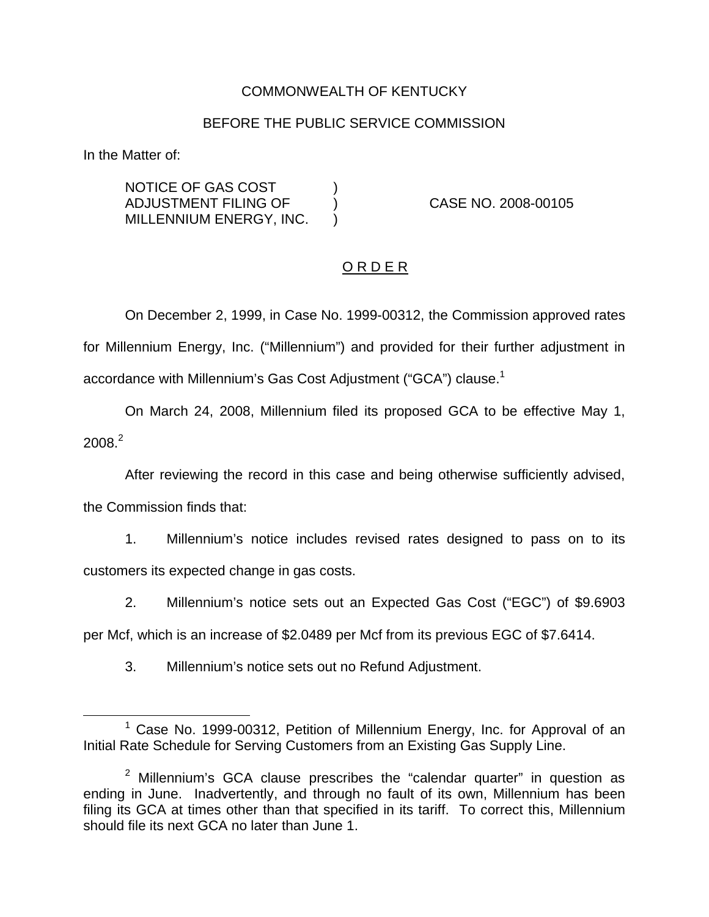COMMONWEALTH OF KENTUCKY

BEFORE THE PUBLIC SERVICE COMMISSION

In the Matter of:

NOTICE OF GAS COST ADJUSTMENT FILING OF MILLENNIUM ENERGY, INC. ) CASE NO. 2008-00105

O R D E R

On December 2, 1999, in Case No. 1999-00312, the Commission approved rates for Millennium Energy, Inc. ("Millennium") and provided for their further adjustment in accordance with Millennium's Gas Cost Adjustment ("GCA") clause.[1]

On March 24, 2008, Millennium filed its proposed GCA to be effective May 1, 2008.[2]

After reviewing the record in this case and being otherwise sufficiently advised, the Commission finds that:

1. Millennium's notice includes revised rates designed to pass on to its customers its expected change in gas costs.

2. Millennium's notice sets out an Expected Gas Cost ("EGC") of $9.6903 per Mcf, which is an increase of $2.0489 per Mcf from its previous EGC of $7.6414.

3. Millennium's notice sets out no Refund Adjustment.

[1] Case No. 1999-00312, Petition of Millennium Energy, Inc. for Approval of an Initial Rate Schedule for Serving Customers from an Existing Gas Supply Line.

[2] Millennium's GCA clause prescribes the "calendar quarter" in question as ending in June. Inadvertently, and through no fault of its own, Millennium has been filing its GCA at times other than that specified in its tariff. To correct this, Millennium should file its next GCA no later than June 1.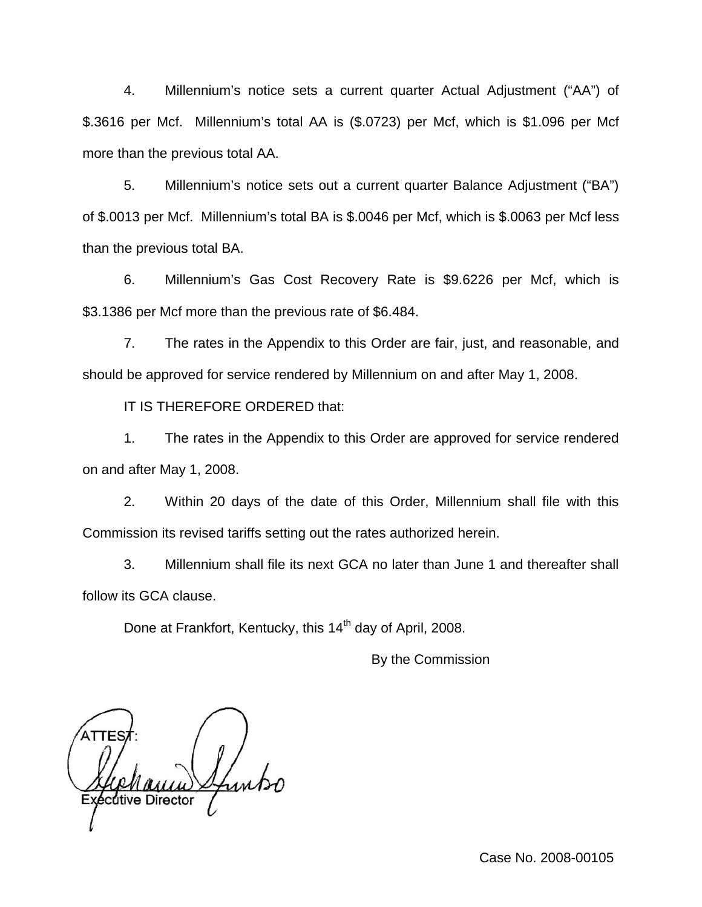4. Millennium's notice sets a current quarter Actual Adjustment ("AA") of $.3616 per Mcf. Millennium's total AA is ($.0723) per Mcf, which is $1.096 per Mcf more than the previous total AA.

5. Millennium's notice sets out a current quarter Balance Adjustment ("BA") of $.0013 per Mcf. Millennium's total BA is $.0046 per Mcf, which is $.0063 per Mcf less than the previous total BA.

6. Millennium's Gas Cost Recovery Rate is $9.6226 per Mcf, which is $3.1386 per Mcf more than the previous rate of $6.484.

7. The rates in the Appendix to this Order are fair, just, and reasonable, and should be approved for service rendered by Millennium on and after May 1, 2008.

IT IS THEREFORE ORDERED that:

1. The rates in the Appendix to this Order are approved for service rendered on and after May 1, 2008.

2. Within 20 days of the date of this Order, Millennium shall file with this Commission its revised tariffs setting out the rates authorized herein.

3. Millennium shall file its next GCA no later than June 1 and thereafter shall follow its GCA clause.

Done at Frankfort, Kentucky, this 14th day of April, 2008.

By the Commission

ATTEST:

Executive Director

Case No. 2008-00105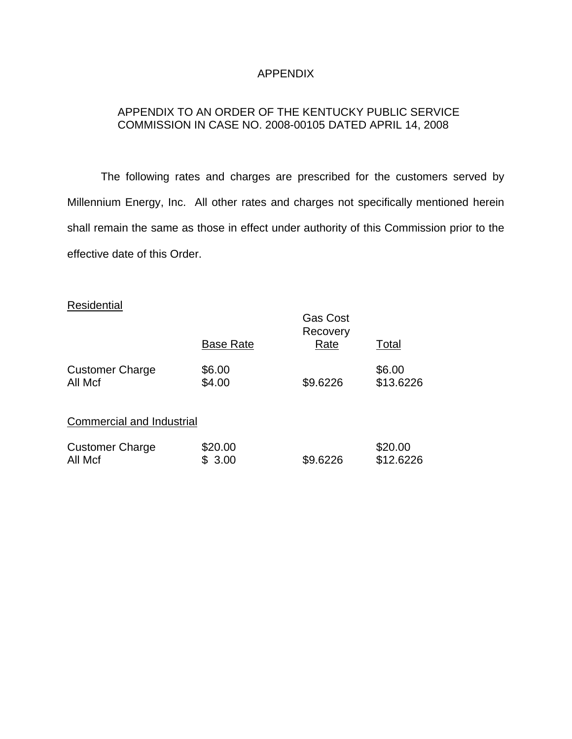# APPENDIX

APPENDIX TO AN ORDER OF THE KENTUCKY PUBLIC SERVICE COMMISSION IN CASE NO. 2008-00105 DATED APRIL 14, 2008

The following rates and charges are prescribed for the customers served by Millennium Energy, Inc. All other rates and charges not specifically mentioned herein shall remain the same as those in effect under authority of this Commission prior to the effective date of this Order.

Residential

| | Base Rate | Gas Cost Recovery Rate | Total |
|---|---|---|---|
| Customer Charge | \$6.00 | | \$6.00 |
| All Mcf | \$4.00 | \$9.6226 | \$13.6226 |

Commercial and Industrial

| | Base Rate | Gas Cost Recovery Rate | Total |
|---|---|---|---|
| Customer Charge | \$20.00 | | \$20.00 |
| All Mcf | \$ 3.00 | \$9.6226 | \$12.6226 |